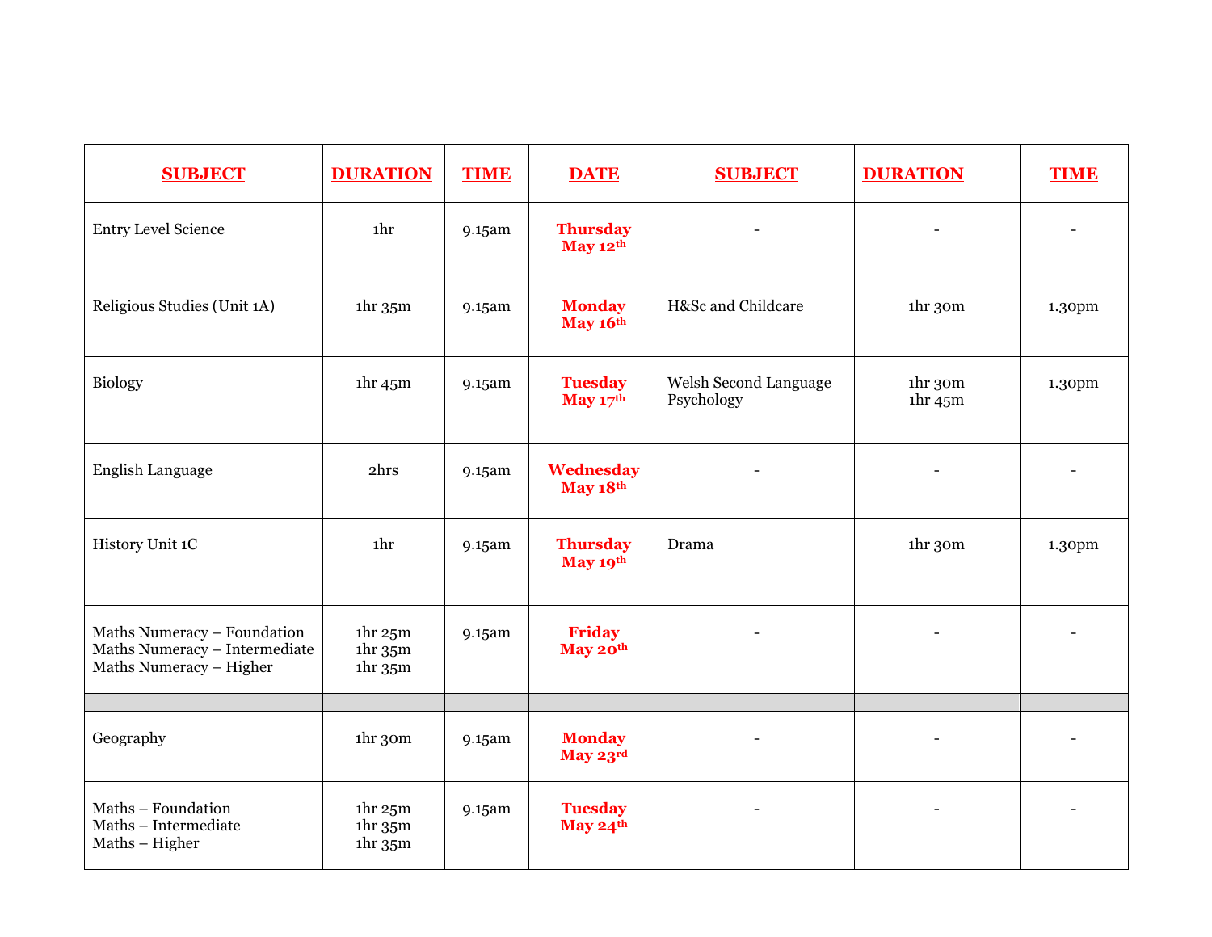| **SUBJECT** | **DURATION** | **TIME** | **DATE** | **SUBJECT** | **DURATION** | **TIME** |
|---|---|---|---|---|---|---|
| Entry Level Science | 1hr | 9.15am | **Thursday May 12th** | - | - | - |
| Religious Studies (Unit 1A) | 1hr 35m | 9.15am | **Monday May 16th** | H&Sc and Childcare | 1hr 30m | 1.30pm |
| Biology | 1hr 45m | 9.15am | **Tuesday May 17th** | Welsh Second Language<br>Psychology | 1hr 30m<br>1hr 45m | 1.30pm |
| English Language | 2hrs | 9.15am | **Wednesday May 18th** | - | - | - |
| History Unit 1C | 1hr | 9.15am | **Thursday May 19th** | Drama | 1hr 30m | 1.30pm |
| Maths Numeracy – Foundation<br>Maths Numeracy – Intermediate<br>Maths Numeracy – Higher | 1hr 25m<br>1hr 35m<br>1hr 35m | 9.15am | **Friday May 20th** | - | - | - |
| | | | | | | |
| Geography | 1hr 30m | 9.15am | **Monday May 23rd** | - | - | - |
| Maths – Foundation<br>Maths – Intermediate<br>Maths – Higher | 1hr 25m<br>1hr 35m<br>1hr 35m | 9.15am | **Tuesday May 24th** | - | - | - |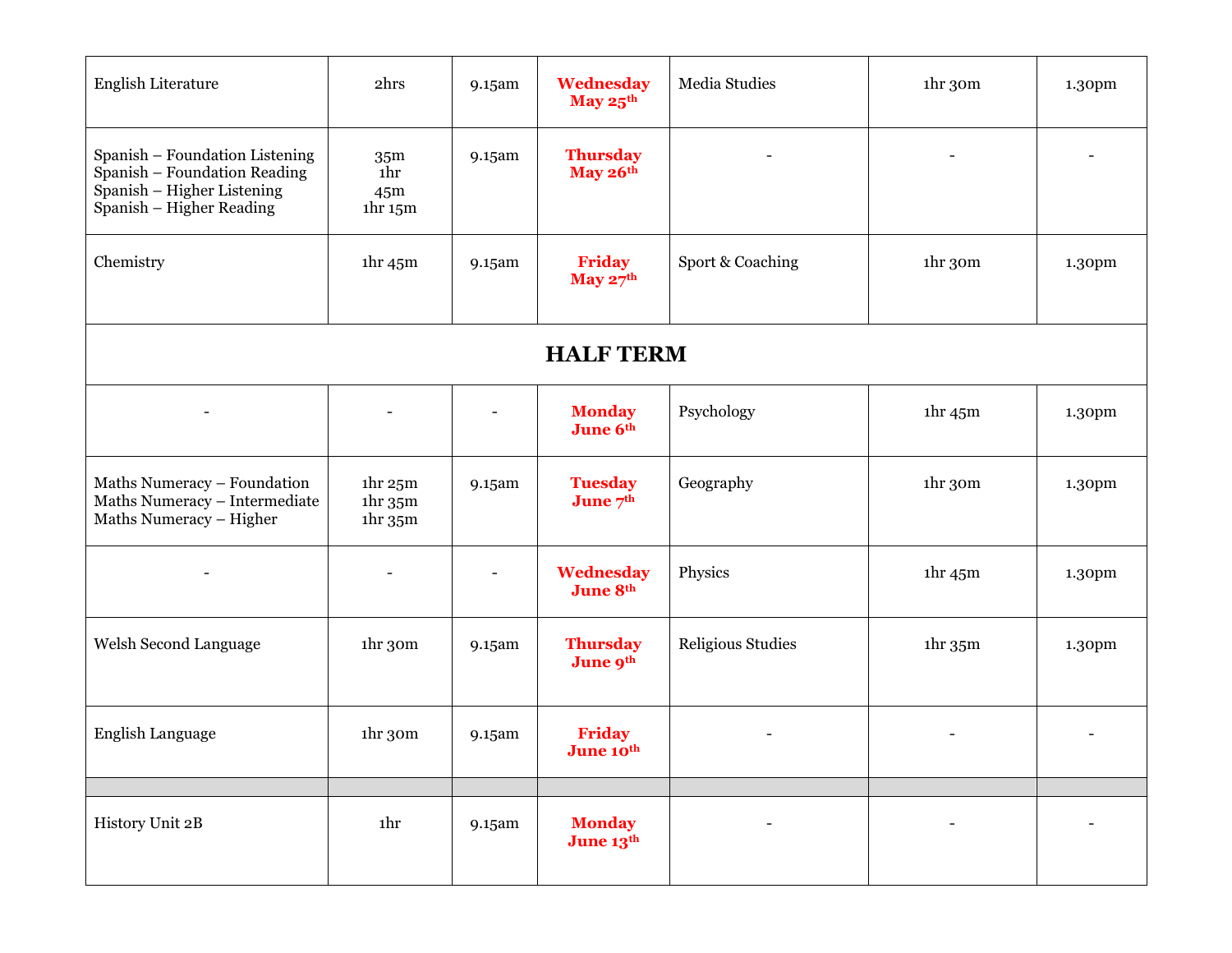| | | | | | | |
|---|---|---|---|---|---|---|
| English Literature | 2hrs | 9.15am | **Wednesday May 25th** | Media Studies | 1hr 30m | 1.30pm |
| Spanish – Foundation Listening<br>Spanish – Foundation Reading<br>Spanish – Higher Listening<br>Spanish – Higher Reading | 35m<br>1hr<br>45m<br>1hr 15m | 9.15am | **Thursday May 26th** | - | - | - |
| Chemistry | 1hr 45m | 9.15am | **Friday May 27th** | Sport & Coaching | 1hr 30m | 1.30pm |
| **HALF TERM** | | | | | | |
| - | - | - | **Monday June 6th** | Psychology | 1hr 45m | 1.30pm |
| Maths Numeracy – Foundation<br>Maths Numeracy – Intermediate<br>Maths Numeracy – Higher | 1hr 25m<br>1hr 35m<br>1hr 35m | 9.15am | **Tuesday June 7th** | Geography | 1hr 30m | 1.30pm |
| - | - | - | **Wednesday June 8th** | Physics | 1hr 45m | 1.30pm |
| Welsh Second Language | 1hr 30m | 9.15am | **Thursday June 9th** | Religious Studies | 1hr 35m | 1.30pm |
| English Language | 1hr 30m | 9.15am | **Friday June 10th** | - | - | - |
| | | | | | | |
| History Unit 2B | 1hr | 9.15am | **Monday June 13th** | - | - | - |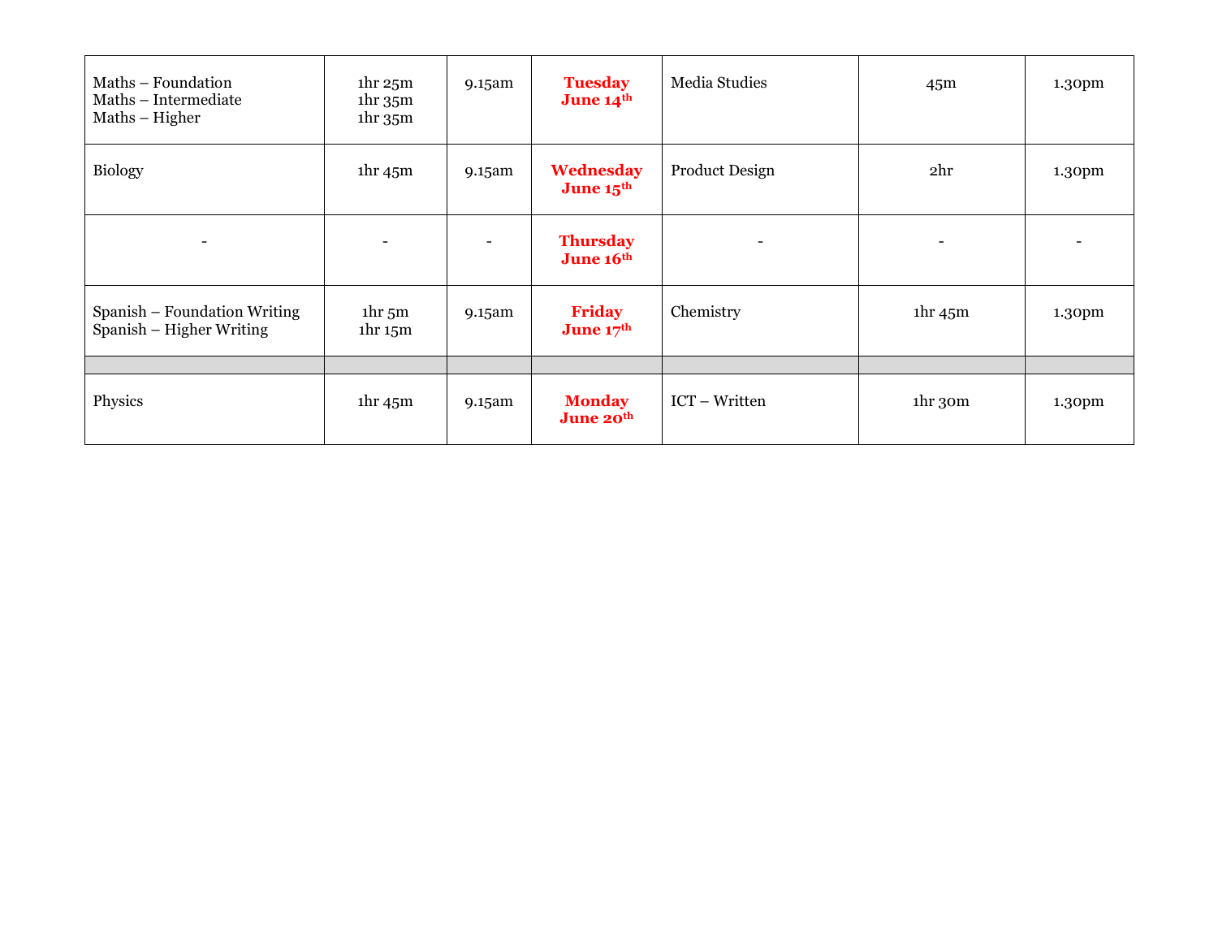| | | | | | | |
|---|---|---|---|---|---|---|
| Maths – Foundation<br>Maths – Intermediate<br>Maths – Higher | 1hr 25m<br>1hr 35m<br>1hr 35m | 9.15am | **Tuesday June 14th** | Media Studies | 45m | 1.30pm |
| Biology | 1hr 45m | 9.15am | **Wednesday June 15th** | Product Design | 2hr | 1.30pm |
| - | - | - | **Thursday June 16th** | - | - | - |
| Spanish – Foundation Writing<br>Spanish – Higher Writing | 1hr 5m<br>1hr 15m | 9.15am | **Friday June 17th** | Chemistry | 1hr 45m | 1.30pm |
| | | | | | | |
| Physics | 1hr 45m | 9.15am | **Monday June 20th** | ICT – Written | 1hr 30m | 1.30pm |